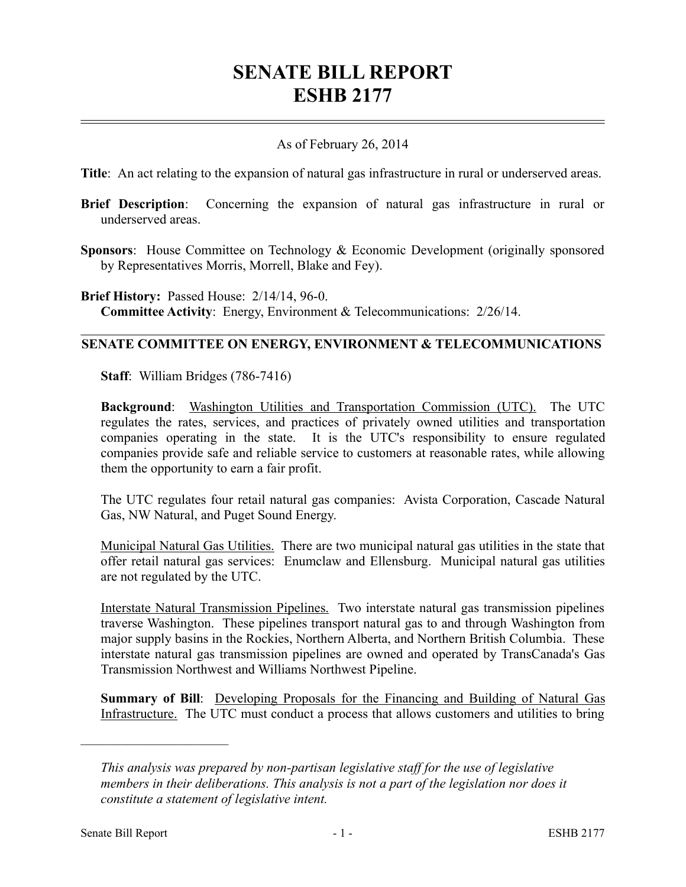# SENATE BILL REPORT
# ESHB 2177

As of February 26, 2014

**Title**: An act relating to the expansion of natural gas infrastructure in rural or underserved areas.

**Brief Description**: Concerning the expansion of natural gas infrastructure in rural or underserved areas.

**Sponsors**: House Committee on Technology & Economic Development (originally sponsored by Representatives Morris, Morrell, Blake and Fey).

**Brief History:** Passed House: 2/14/14, 96-0.
**Committee Activity**: Energy, Environment & Telecommunications: 2/26/14.

## SENATE COMMITTEE ON ENERGY, ENVIRONMENT & TELECOMMUNICATIONS

**Staff**: William Bridges (786-7416)

**Background**: Washington Utilities and Transportation Commission (UTC). The UTC regulates the rates, services, and practices of privately owned utilities and transportation companies operating in the state. It is the UTC's responsibility to ensure regulated companies provide safe and reliable service to customers at reasonable rates, while allowing them the opportunity to earn a fair profit.

The UTC regulates four retail natural gas companies: Avista Corporation, Cascade Natural Gas, NW Natural, and Puget Sound Energy.

Municipal Natural Gas Utilities. There are two municipal natural gas utilities in the state that offer retail natural gas services: Enumclaw and Ellensburg. Municipal natural gas utilities are not regulated by the UTC.

Interstate Natural Transmission Pipelines. Two interstate natural gas transmission pipelines traverse Washington. These pipelines transport natural gas to and through Washington from major supply basins in the Rockies, Northern Alberta, and Northern British Columbia. These interstate natural gas transmission pipelines are owned and operated by TransCanada's Gas Transmission Northwest and Williams Northwest Pipeline.

**Summary of Bill**: Developing Proposals for the Financing and Building of Natural Gas Infrastructure. The UTC must conduct a process that allows customers and utilities to bring

---

*This analysis was prepared by non-partisan legislative staff for the use of legislative members in their deliberations. This analysis is not a part of the legislation nor does it constitute a statement of legislative intent.*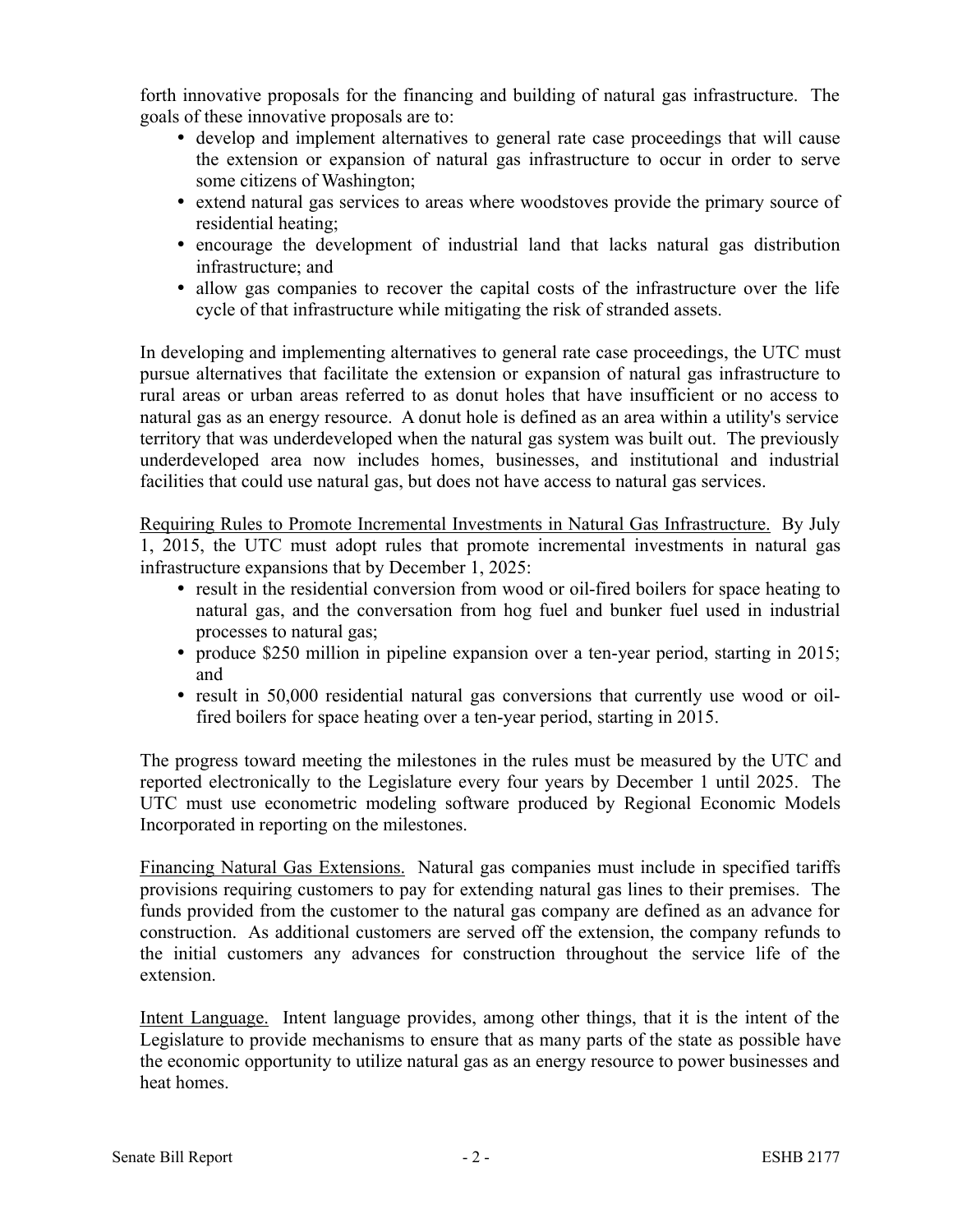forth innovative proposals for the financing and building of natural gas infrastructure. The goals of these innovative proposals are to:

- develop and implement alternatives to general rate case proceedings that will cause the extension or expansion of natural gas infrastructure to occur in order to serve some citizens of Washington;
- extend natural gas services to areas where woodstoves provide the primary source of residential heating;
- encourage the development of industrial land that lacks natural gas distribution infrastructure; and
- allow gas companies to recover the capital costs of the infrastructure over the life cycle of that infrastructure while mitigating the risk of stranded assets.

In developing and implementing alternatives to general rate case proceedings, the UTC must pursue alternatives that facilitate the extension or expansion of natural gas infrastructure to rural areas or urban areas referred to as donut holes that have insufficient or no access to natural gas as an energy resource. A donut hole is defined as an area within a utility's service territory that was underdeveloped when the natural gas system was built out. The previously underdeveloped area now includes homes, businesses, and institutional and industrial facilities that could use natural gas, but does not have access to natural gas services.

Requiring Rules to Promote Incremental Investments in Natural Gas Infrastructure. By July 1, 2015, the UTC must adopt rules that promote incremental investments in natural gas infrastructure expansions that by December 1, 2025:

- result in the residential conversion from wood or oil-fired boilers for space heating to natural gas, and the conversation from hog fuel and bunker fuel used in industrial processes to natural gas;
- produce $250 million in pipeline expansion over a ten-year period, starting in 2015; and
- result in 50,000 residential natural gas conversions that currently use wood or oil-fired boilers for space heating over a ten-year period, starting in 2015.

The progress toward meeting the milestones in the rules must be measured by the UTC and reported electronically to the Legislature every four years by December 1 until 2025. The UTC must use econometric modeling software produced by Regional Economic Models Incorporated in reporting on the milestones.

Financing Natural Gas Extensions. Natural gas companies must include in specified tariffs provisions requiring customers to pay for extending natural gas lines to their premises. The funds provided from the customer to the natural gas company are defined as an advance for construction. As additional customers are served off the extension, the company refunds to the initial customers any advances for construction throughout the service life of the extension.

Intent Language. Intent language provides, among other things, that it is the intent of the Legislature to provide mechanisms to ensure that as many parts of the state as possible have the economic opportunity to utilize natural gas as an energy resource to power businesses and heat homes.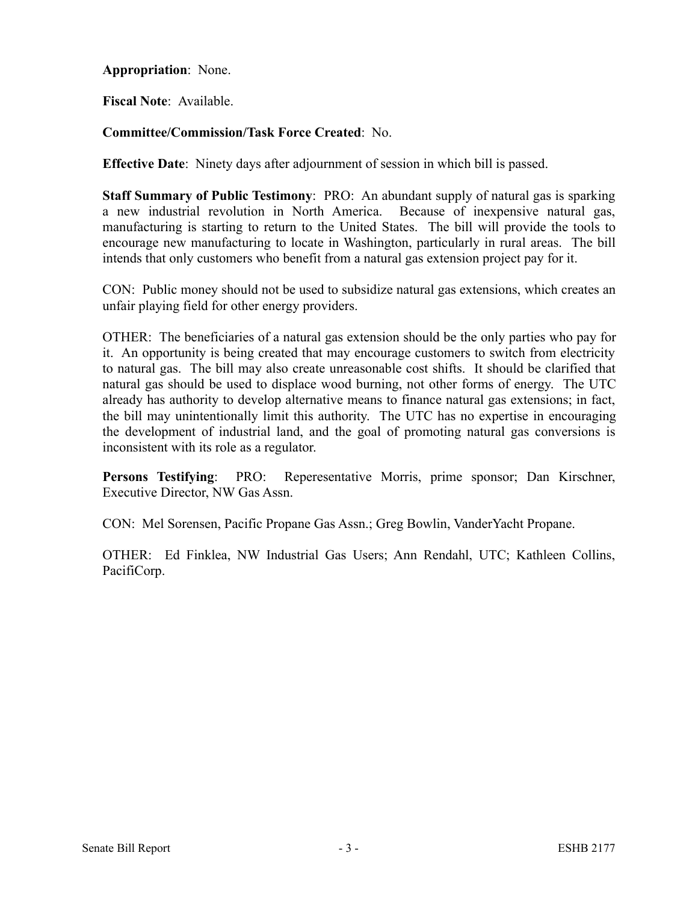**Appropriation**: None.

**Fiscal Note**: Available.

**Committee/Commission/Task Force Created**: No.

**Effective Date**: Ninety days after adjournment of session in which bill is passed.

**Staff Summary of Public Testimony**: PRO: An abundant supply of natural gas is sparking a new industrial revolution in North America. Because of inexpensive natural gas, manufacturing is starting to return to the United States. The bill will provide the tools to encourage new manufacturing to locate in Washington, particularly in rural areas. The bill intends that only customers who benefit from a natural gas extension project pay for it.

CON: Public money should not be used to subsidize natural gas extensions, which creates an unfair playing field for other energy providers.

OTHER: The beneficiaries of a natural gas extension should be the only parties who pay for it. An opportunity is being created that may encourage customers to switch from electricity to natural gas. The bill may also create unreasonable cost shifts. It should be clarified that natural gas should be used to displace wood burning, not other forms of energy. The UTC already has authority to develop alternative means to finance natural gas extensions; in fact, the bill may unintentionally limit this authority. The UTC has no expertise in encouraging the development of industrial land, and the goal of promoting natural gas conversions is inconsistent with its role as a regulator.

**Persons Testifying**: PRO: Reperesentative Morris, prime sponsor; Dan Kirschner, Executive Director, NW Gas Assn.

CON: Mel Sorensen, Pacific Propane Gas Assn.; Greg Bowlin, VanderYacht Propane.

OTHER: Ed Finklea, NW Industrial Gas Users; Ann Rendahl, UTC; Kathleen Collins, PacifiCorp.